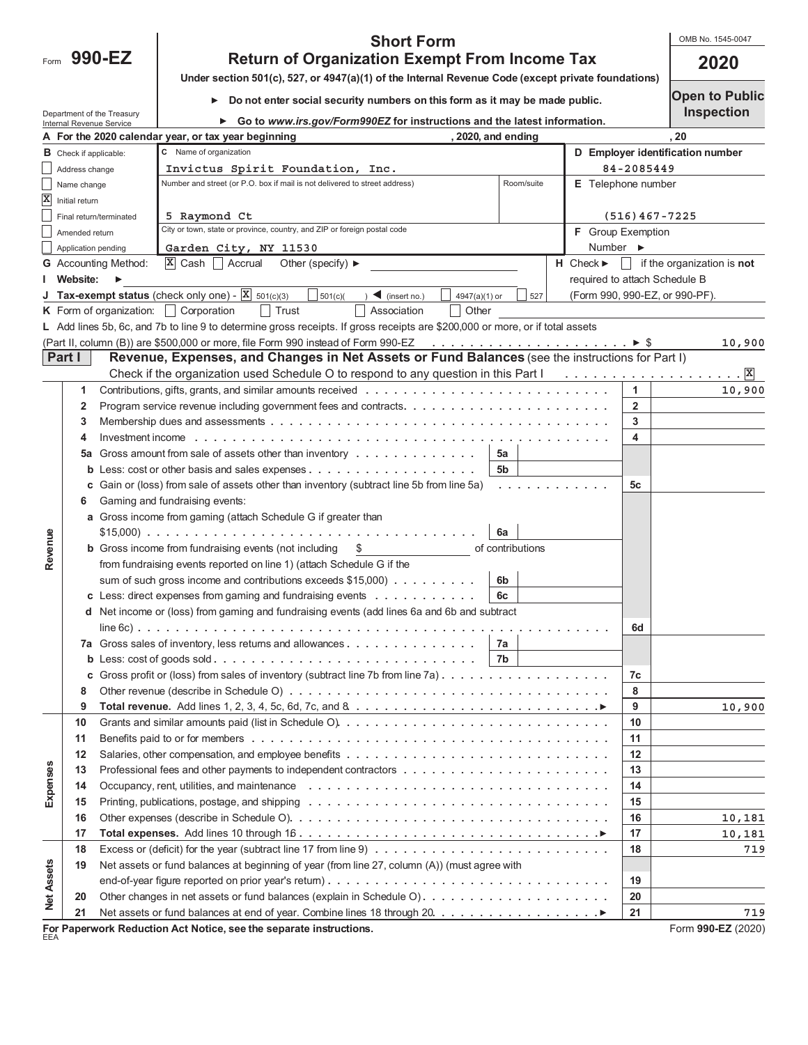Form **990-EZ**

# Short Form
## Return of Organization Exempt From Income Tax

**Under section 501(c), 527, or 4947(a)(1) of the Internal Revenue Code (except private foundations)**

► Do not enter social security numbers on this form as it may be made public.

► Go to *www.irs.gov/Form990EZ* for instructions and the latest information.

Department of the Treasury
Internal Revenue Service

OMB No. 1545-0047

**2020**

**Open to Public Inspection**

**A** For the 2020 calendar year, or tax year beginning , 2020, and ending , 20

**B** Check if applicable:
- [ ] Address change
- [ ] Name change
- [X] Initial return
- [ ] Final return/terminated
- [ ] Amended return
- [ ] Application pending

**C** Name of organization: Invictus Spirit Foundation, Inc.

Number and street (or P.O. box if mail is not delivered to street address): 5 Raymond Ct — Room/suite:

City or town, state or province, country, and ZIP or foreign postal code: Garden City, NY 11530

**D** Employer identification number: 84-2085449

**E** Telephone number: (516)467-7225

**F** Group Exemption Number ►

**G** Accounting Method: [X] Cash [ ] Accrual Other (specify) ►

**H** Check ► [ ] if the organization is **not** required to attach Schedule B (Form 990, 990-EZ, or 990-PF).

**I** Website: ►

**J** Tax-exempt status (check only one) - [X] 501(c)(3) [ ] 501(c)( ) ◄ (insert no.) [ ] 4947(a)(1) or [ ] 527

**K** Form of organization: [ ] Corporation [ ] Trust [ ] Association [ ] Other

**L** Add lines 5b, 6c, and 7b to line 9 to determine gross receipts. If gross receipts are $200,000 or more, or if total assets (Part II, column (B)) are $500,000 or more, file Form 990 instead of Form 990-EZ . . . ► $ 10,900

**Part I** **Revenue, Expenses, and Changes in Net Assets or Fund Balances** (see the instructions for Part I)

Check if the organization used Schedule O to respond to any question in this Part I . . . [X]

| Section | Line | Description | Sub-line | Sub-amount | Line No. | Amount |
|---|---|---|---|---|---|---|
| Revenue | 1 | Contributions, gifts, grants, and similar amounts received | | | 1 | 10,900 |
| | 2 | Program service revenue including government fees and contracts | | | 2 | |
| | 3 | Membership dues and assessments | | | 3 | |
| | 4 | Investment income | | | 4 | |
| | 5a | Gross amount from sale of assets other than inventory | 5a | | | |
| | b | Less: cost or other basis and sales expenses | 5b | | | |
| | c | Gain or (loss) from sale of assets other than inventory (subtract line 5b from line 5a) | | | 5c | |
| | 6 | Gaming and fundraising events: | | | | |
| | a | Gross income from gaming (attach Schedule G if greater than $15,000) | 6a | | | |
| | b | Gross income from fundraising events (not including $ of contributions from fundraising events reported on line 1) (attach Schedule G if the sum of such gross income and contributions exceeds $15,000) | 6b | | | |
| | c | Less: direct expenses from gaming and fundraising events | 6c | | | |
| | d | Net income or (loss) from gaming and fundraising events (add lines 6a and 6b and subtract line 6c) | | | 6d | |
| | 7a | Gross sales of inventory, less returns and allowances | 7a | | | |
| | b | Less: cost of goods sold | 7b | | | |
| | c | Gross profit or (loss) from sales of inventory (subtract line 7b from line 7a) | | | 7c | |
| | 8 | Other revenue (describe in Schedule O) | | | 8 | |
| | 9 | **Total revenue.** Add lines 1, 2, 3, 4, 5c, 6d, 7c, and 8 ► | | | 9 | 10,900 |
| Expenses | 10 | Grants and similar amounts paid (list in Schedule O) | | | 10 | |
| | 11 | Benefits paid to or for members | | | 11 | |
| | 12 | Salaries, other compensation, and employee benefits | | | 12 | |
| | 13 | Professional fees and other payments to independent contractors | | | 13 | |
| | 14 | Occupancy, rent, utilities, and maintenance | | | 14 | |
| | 15 | Printing, publications, postage, and shipping | | | 15 | |
| | 16 | Other expenses (describe in Schedule O) | | | 16 | 10,181 |
| | 17 | **Total expenses.** Add lines 10 through 16 ► | | | 17 | 10,181 |
| Net Assets | 18 | Excess or (deficit) for the year (subtract line 17 from line 9) | | | 18 | 719 |
| | 19 | Net assets or fund balances at beginning of year (from line 27, column (A)) (must agree with end-of-year figure reported on prior year's return) | | | 19 | |
| | 20 | Other changes in net assets or fund balances (explain in Schedule O) | | | 20 | |
| | 21 | Net assets or fund balances at end of year. Combine lines 18 through 20 ► | | | 21 | 719 |

**For Paperwork Reduction Act Notice, see the separate instructions.**
EEA

Form **990-EZ** (2020)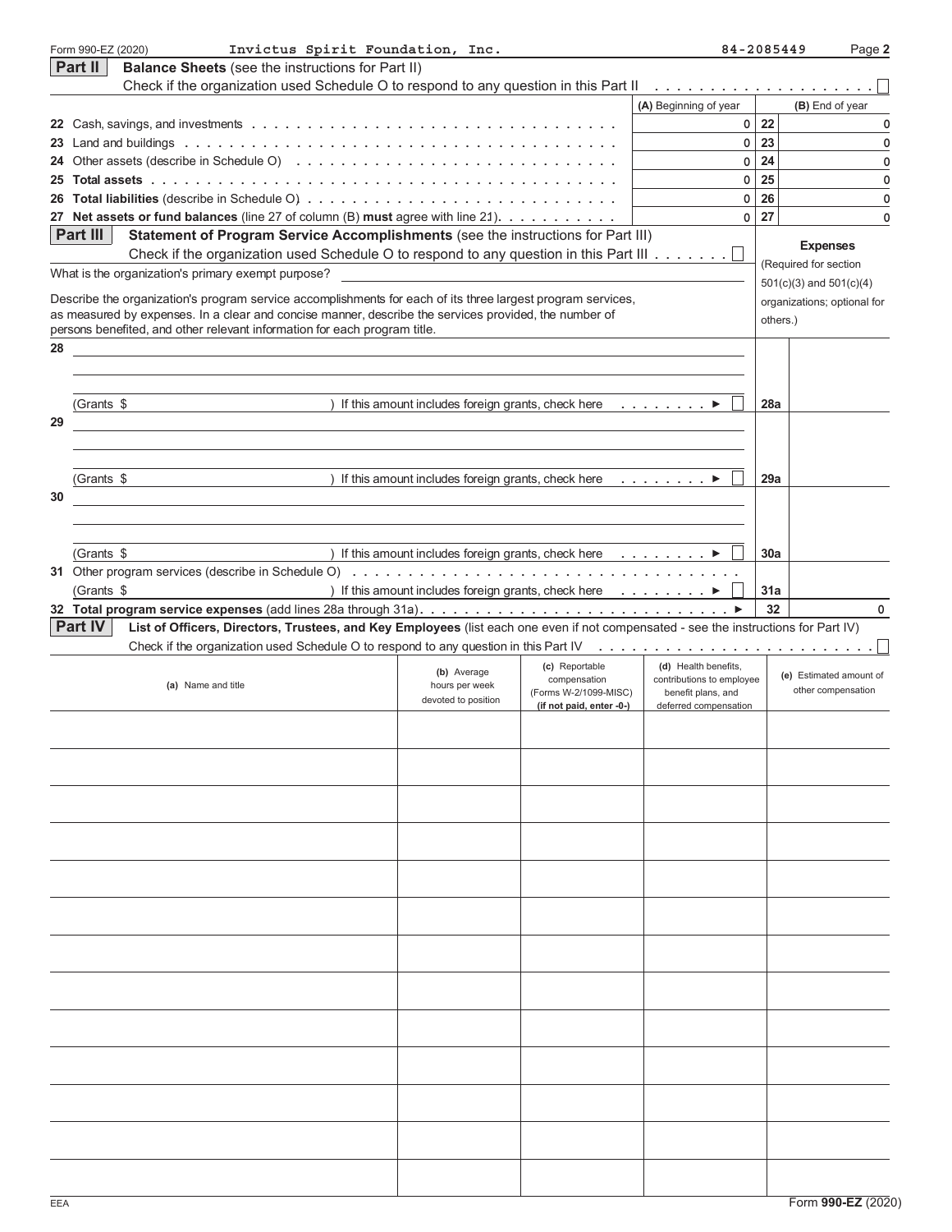Form 990-EZ (2020) Invictus Spirit Foundation, Inc. 84-2085449 Page **2**

## Part II Balance Sheets (see the instructions for Part II)

Check if the organization used Schedule O to respond to any question in this Part II ☐

| | | (A) Beginning of year | | (B) End of year |
|---|---|---|---|---|
| 22 | Cash, savings, and investments | 0 | 22 | 0 |
| 23 | Land and buildings | 0 | 23 | 0 |
| 24 | Other assets (describe in Schedule O) | 0 | 24 | 0 |
| 25 | **Total assets** | 0 | 25 | 0 |
| 26 | **Total liabilities** (describe in Schedule O) | 0 | 26 | 0 |
| 27 | **Net assets or fund balances** (line 27 of column (B) **must** agree with line 21) | 0 | 27 | 0 |

## Part III Statement of Program Service Accomplishments (see the instructions for Part III)

Check if the organization used Schedule O to respond to any question in this Part III ☐

What is the organization's primary exempt purpose?

Describe the organization's program service accomplishments for each of its three largest program services, as measured by expenses. In a clear and concise manner, describe the services provided, the number of persons benefited, and other relevant information for each program title.

**Expenses** (Required for section 501(c)(3) and 501(c)(4) organizations; optional for others.)

| | | | Expenses |
|---|---|---|---|
| 28 | (Grants $ ) If this amount includes foreign grants, check here ► ☐ | 28a | |
| 29 | (Grants $ ) If this amount includes foreign grants, check here ► ☐ | 29a | |
| 30 | (Grants $ ) If this amount includes foreign grants, check here ► ☐ | 30a | |
| 31 | Other program services (describe in Schedule O) (Grants $ ) If this amount includes foreign grants, check here ► ☐ | 31a | |
| 32 | **Total program service expenses** (add lines 28a through 31a) ► | 32 | 0 |

## Part IV List of Officers, Directors, Trustees, and Key Employees (list each one even if not compensated - see the instructions for Part IV)

Check if the organization used Schedule O to respond to any question in this Part IV ☐

| (a) Name and title | (b) Average hours per week devoted to position | (c) Reportable compensation (Forms W-2/1099-MISC) (if not paid, enter -0-) | (d) Health benefits, contributions to employee benefit plans, and deferred compensation | (e) Estimated amount of other compensation |
|---|---|---|---|---|
| | | | | |
| | | | | |
| | | | | |
| | | | | |
| | | | | |
| | | | | |
| | | | | |
| | | | | |
| | | | | |
| | | | | |
| | | | | |
| | | | | |
| | | | | |

EEA Form **990-EZ** (2020)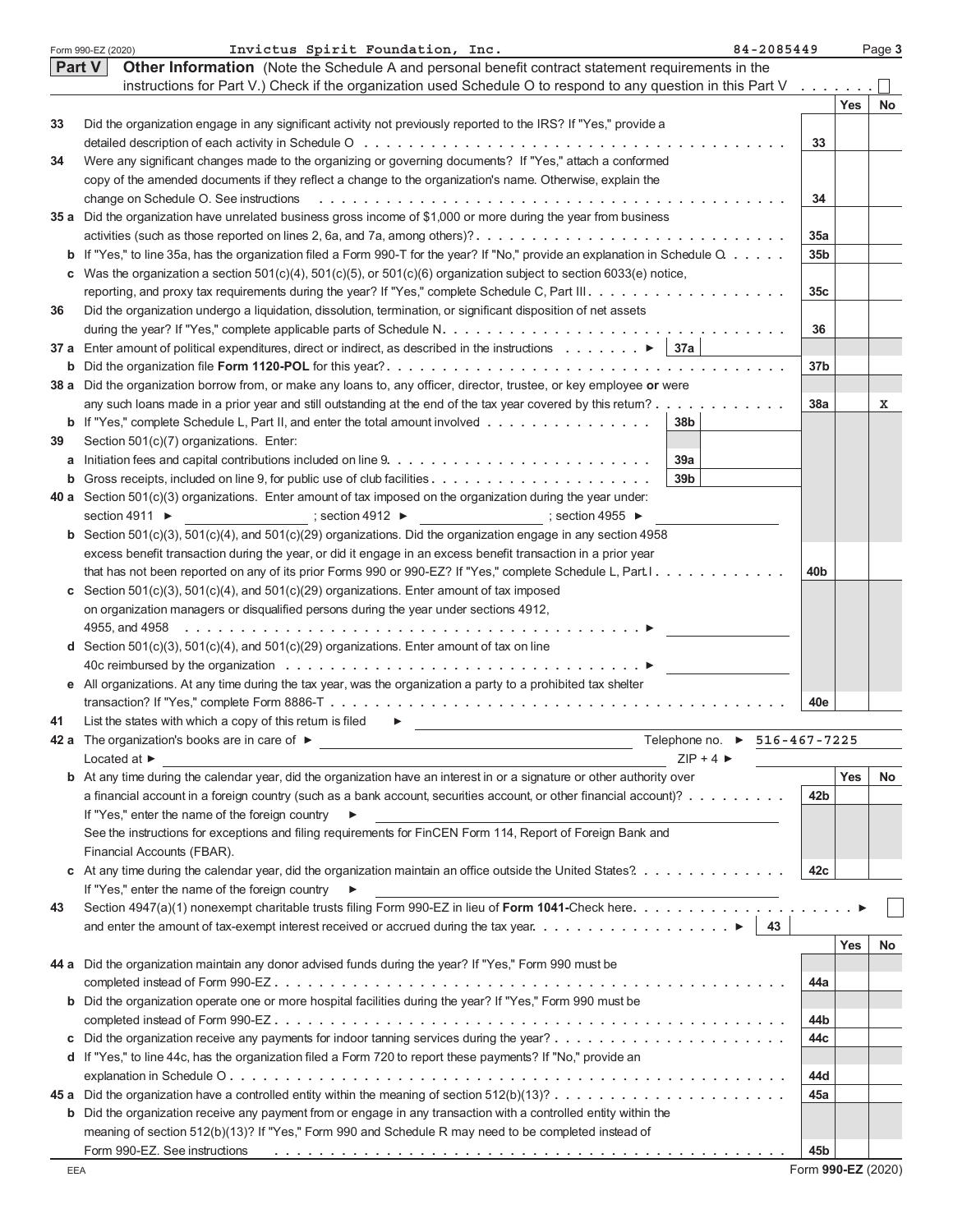Form 990-EZ (2020) Invictus Spirit Foundation, Inc. 84-2085449 Page **3**

## Part V Other Information

(Note the Schedule A and personal benefit contract statement requirements in the instructions for Part V.) Check if the organization used Schedule O to respond to any question in this Part V . . . . . . . ☐

| | | | Yes | No |
|---|---|---|---|---|
| **33** | Did the organization engage in any significant activity not previously reported to the IRS? If "Yes," provide a detailed description of each activity in Schedule O | 33 | | |
| **34** | Were any significant changes made to the organizing or governing documents? If "Yes," attach a conformed copy of the amended documents if they reflect a change to the organization's name. Otherwise, explain the change on Schedule O. See instructions | 34 | | |
| **35 a** | Did the organization have unrelated business gross income of $1,000 or more during the year from business activities (such as those reported on lines 2, 6a, and 7a, among others)? | 35a | | |
| **b** | If "Yes," to line 35a, has the organization filed a Form 990-T for the year? If "No," provide an explanation in Schedule O | 35b | | |
| **c** | Was the organization a section 501(c)(4), 501(c)(5), or 501(c)(6) organization subject to section 6033(e) notice, reporting, and proxy tax requirements during the year? If "Yes," complete Schedule C, Part III | 35c | | |
| **36** | Did the organization undergo a liquidation, dissolution, termination, or significant disposition of net assets during the year? If "Yes," complete applicable parts of Schedule N | 36 | | |
| **37 a** | Enter amount of political expenditures, direct or indirect, as described in the instructions ► 37a | | | |
| **b** | Did the organization file **Form 1120-POL** for this year? | 37b | | |
| **38 a** | Did the organization borrow from, or make any loans to, any officer, director, trustee, or key employee **or** were any such loans made in a prior year and still outstanding at the end of the tax year covered by this return? | 38a | | X |
| **b** | If "Yes," complete Schedule L, Part II, and enter the total amount involved 38b | | | |
| **39** | Section 501(c)(7) organizations. Enter: | | | |
| **a** | Initiation fees and capital contributions included on line 9 39a | | | |
| **b** | Gross receipts, included on line 9, for public use of club facilities 39b | | | |
| **40 a** | Section 501(c)(3) organizations. Enter amount of tax imposed on the organization during the year under: section 4911 ► ; section 4912 ► ; section 4955 ► | | | |
| **b** | Section 501(c)(3), 501(c)(4), and 501(c)(29) organizations. Did the organization engage in any section 4958 excess benefit transaction during the year, or did it engage in an excess benefit transaction in a prior year that has not been reported on any of its prior Forms 990 or 990-EZ? If "Yes," complete Schedule L, Part I | 40b | | |
| **c** | Section 501(c)(3), 501(c)(4), and 501(c)(29) organizations. Enter amount of tax imposed on organization managers or disqualified persons during the year under sections 4912, 4955, and 4958 ► | | | |
| **d** | Section 501(c)(3), 501(c)(4), and 501(c)(29) organizations. Enter amount of tax on line 40c reimbursed by the organization ► | | | |
| **e** | All organizations. At any time during the tax year, was the organization a party to a prohibited tax shelter transaction? If "Yes," complete Form 8886-T | 40e | | |
| **41** | List the states with which a copy of this return is filed ► | | | |
| **42 a** | The organization's books are in care of ► Telephone no. ► 516-467-7225 | | | |
| | Located at ► ZIP + 4 ► | | | |
| | | | **Yes** | **No** |
| **b** | At any time during the calendar year, did the organization have an interest in or a signature or other authority over a financial account in a foreign country (such as a bank account, securities account, or other financial account)? | 42b | | |
| | If "Yes," enter the name of the foreign country ► | | | |
| | See the instructions for exceptions and filing requirements for FinCEN Form 114, Report of Foreign Bank and Financial Accounts (FBAR). | | | |
| **c** | At any time during the calendar year, did the organization maintain an office outside the United States? | 42c | | |
| | If "Yes," enter the name of the foreign country ► | | | |
| **43** | Section 4947(a)(1) nonexempt charitable trusts filing Form 990-EZ in lieu of **Form 1041**-Check here ► ☐ and enter the amount of tax-exempt interest received or accrued during the tax year ► 43 | | | |
| | | | **Yes** | **No** |
| **44 a** | Did the organization maintain any donor advised funds during the year? If "Yes," Form 990 must be completed instead of Form 990-EZ | 44a | | |
| **b** | Did the organization operate one or more hospital facilities during the year? If "Yes," Form 990 must be completed instead of Form 990-EZ | 44b | | |
| **c** | Did the organization receive any payments for indoor tanning services during the year? | 44c | | |
| **d** | If "Yes," to line 44c, has the organization filed a Form 720 to report these payments? If "No," provide an explanation in Schedule O | 44d | | |
| **45 a** | Did the organization have a controlled entity within the meaning of section 512(b)(13)? | 45a | | |
| **b** | Did the organization receive any payment from or engage in any transaction with a controlled entity within the meaning of section 512(b)(13)? If "Yes," Form 990 and Schedule R may need to be completed instead of Form 990-EZ. See instructions | 45b | | |

EEA Form **990-EZ** (2020)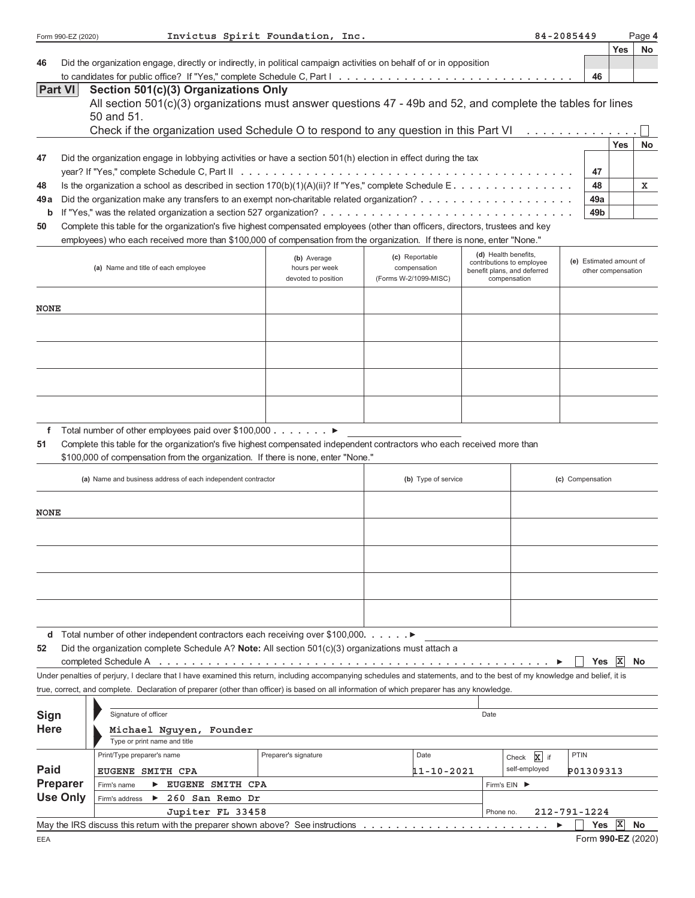Form 990-EZ (2020) Invictus Spirit Foundation, Inc. 84-2085449 Page 4

| | | | Yes | No |
|---|---|---|---|---|
| 46 | Did the organization engage, directly or indirectly, in political campaign activities on behalf of or in opposition to candidates for public office? If "Yes," complete Schedule C, Part I | 46 | | |

## Part VI Section 501(c)(3) Organizations Only

All section 501(c)(3) organizations must answer questions 47 - 49b and 52, and complete the tables for lines 50 and 51.

Check if the organization used Schedule O to respond to any question in this Part VI ☐

| | | | Yes | No |
|---|---|---|---|---|
| 47 | Did the organization engage in lobbying activities or have a section 501(h) election in effect during the tax year? If "Yes," complete Schedule C, Part II | 47 | | |
| 48 | Is the organization a school as described in section 170(b)(1)(A)(ii)? If "Yes," complete Schedule E | 48 | | X |
| 49a | Did the organization make any transfers to an exempt non-charitable related organization? | 49a | | |
| b | If "Yes," was the related organization a section 527 organization? | 49b | | |

**50** Complete this table for the organization's five highest compensated employees (other than officers, directors, trustees and key employees) who each received more than $100,000 of compensation from the organization. If there is none, enter "None."

| (a) Name and title of each employee | (b) Average hours per week devoted to position | (c) Reportable compensation (Forms W-2/1099-MISC) | (d) Health benefits, contributions to employee benefit plans, and deferred compensation | (e) Estimated amount of other compensation |
|---|---|---|---|---|
| NONE | | | | |
| | | | | |
| | | | | |
| | | | | |
| | | | | |

**f** Total number of other employees paid over $100,000 ►

**51** Complete this table for the organization's five highest compensated independent contractors who each received more than $100,000 of compensation from the organization. If there is none, enter "None."

| (a) Name and business address of each independent contractor | (b) Type of service | (c) Compensation |
|---|---|---|
| NONE | | |
| | | |
| | | |
| | | |
| | | |

**d** Total number of other independent contractors each receiving over $100,000 ►

**52** Did the organization complete Schedule A? **Note:** All section 501(c)(3) organizations must attach a completed Schedule A ► ☐ Yes ☒ No

Under penalties of perjury, I declare that I have examined this return, including accompanying schedules and statements, and to the best of my knowledge and belief, it is true, correct, and complete. Declaration of preparer (other than officer) is based on all information of which preparer has any knowledge.

**Sign Here**

Signature of officer | Date

Michael Nguyen, Founder

Type or print name and title

**Paid Preparer Use Only**

| Print/Type preparer's name | Preparer's signature | Date | Check ☒ if self-employed | PTIN |
|---|---|---|---|---|
| EUGENE SMITH CPA | | 11-10-2021 | | P01309313 |
| Firm's name ► EUGENE SMITH CPA | | | Firm's EIN ► | |
| Firm's address ► 260 San Remo Dr Jupiter FL 33458 | | | Phone no. | 212-791-1224 |

May the IRS discuss this return with the preparer shown above? See instructions ► ☐ Yes ☒ No

EEA Form **990-EZ** (2020)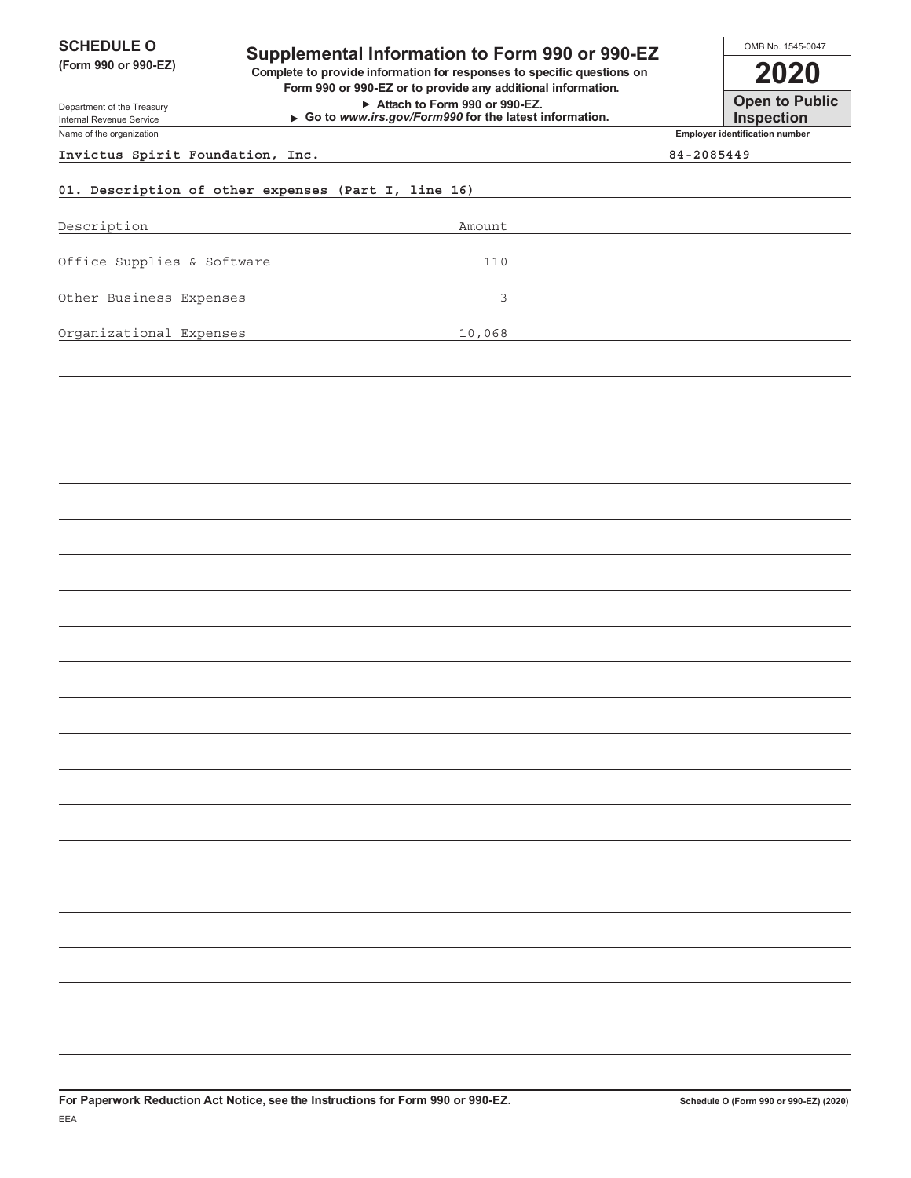**SCHEDULE O**
**(Form 990 or 990-EZ)**

Department of the Treasury
Internal Revenue Service

# Supplemental Information to Form 990 or 990-EZ

**Complete to provide information for responses to specific questions on Form 990 or 990-EZ or to provide any additional information.**
**▶ Attach to Form 990 or 990-EZ.**
**▶ Go to *www.irs.gov/Form990* for the latest information.**

OMB No. 1545-0047

**2020**

**Open to Public Inspection**

Name of the organization: Invictus Spirit Foundation, Inc.

Employer identification number: 84-2085449

**01. Description of other expenses (Part I, line 16)**

| Description | Amount |
|---|---|
| Office Supplies & Software | 110 |
| Other Business Expenses | 3 |
| Organizational Expenses | 10,068 |

**For Paperwork Reduction Act Notice, see the Instructions for Form 990 or 990-EZ.**

Schedule O (Form 990 or 990-EZ) (2020)

EEA